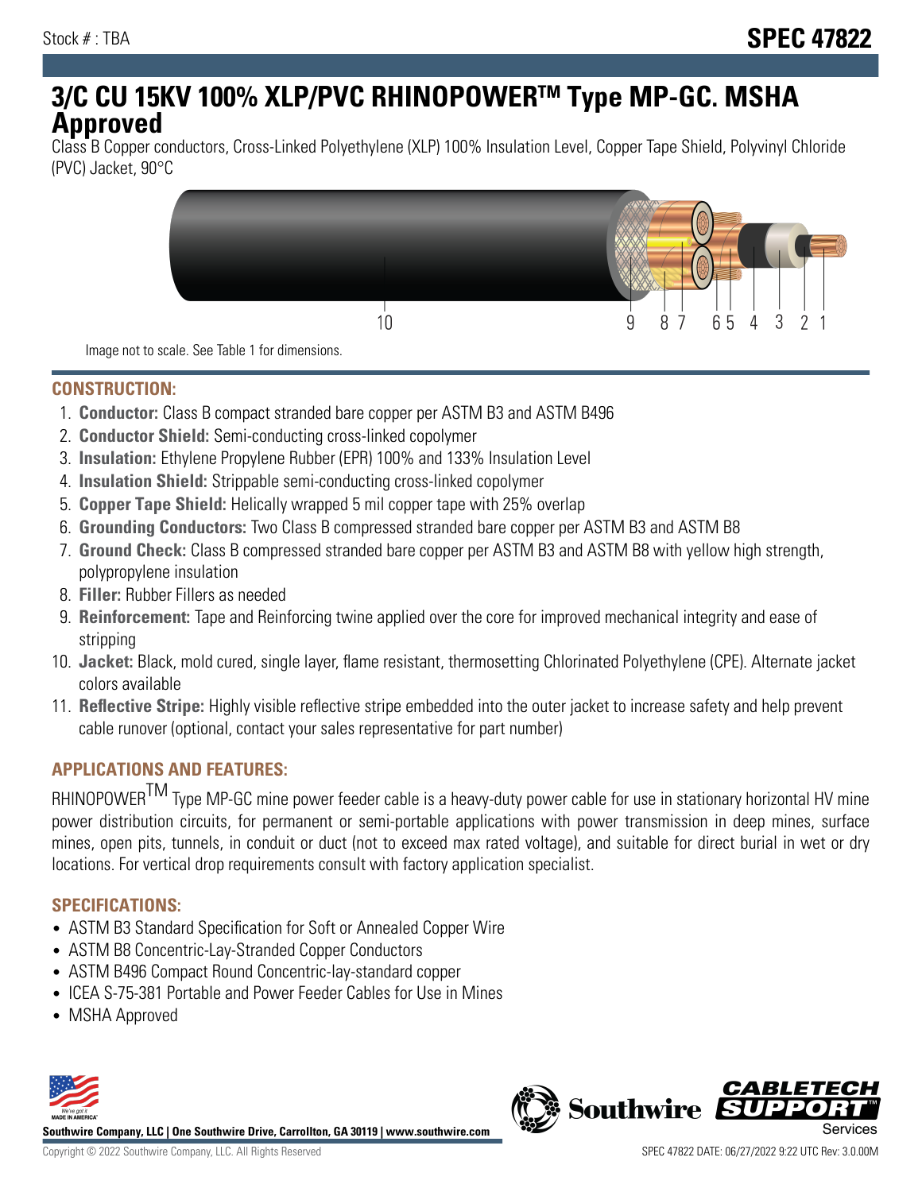Stock # : TBA

# SPEC 47822

# 3/C CU 15KV 100% XLP/PVC RHINOPOWER™ Type MP-GC. MSHA Approved

Class B Copper conductors, Cross-Linked Polyethylene (XLP) 100% Insulation Level, Copper Tape Shield, Polyvinyl Chloride (PVC) Jacket, 90°C

10 9 8 7 6 5 4 3 2 1

Image not to scale. See Table 1 for dimensions.

## CONSTRUCTION:

1. **Conductor:** Class B compact stranded bare copper per ASTM B3 and ASTM B496
2. **Conductor Shield:** Semi-conducting cross-linked copolymer
3. **Insulation:** Ethylene Propylene Rubber (EPR) 100% and 133% Insulation Level
4. **Insulation Shield:** Strippable semi-conducting cross-linked copolymer
5. **Copper Tape Shield:** Helically wrapped 5 mil copper tape with 25% overlap
6. **Grounding Conductors:** Two Class B compressed stranded bare copper per ASTM B3 and ASTM B8
7. **Ground Check:** Class B compressed stranded bare copper per ASTM B3 and ASTM B8 with yellow high strength, polypropylene insulation
8. **Filler:** Rubber Fillers as needed
9. **Reinforcement:** Tape and Reinforcing twine applied over the core for improved mechanical integrity and ease of stripping
10. **Jacket:** Black, mold cured, single layer, flame resistant, thermosetting Chlorinated Polyethylene (CPE). Alternate jacket colors available
11. **Reflective Stripe:** Highly visible reflective stripe embedded into the outer jacket to increase safety and help prevent cable runover (optional, contact your sales representative for part number)

## APPLICATIONS AND FEATURES:

RHINOPOWER™ Type MP-GC mine power feeder cable is a heavy-duty power cable for use in stationary horizontal HV mine power distribution circuits, for permanent or semi-portable applications with power transmission in deep mines, surface mines, open pits, tunnels, in conduit or duct (not to exceed max rated voltage), and suitable for direct burial in wet or dry locations. For vertical drop requirements consult with factory application specialist.

## SPECIFICATIONS:

- ASTM B3 Standard Specification for Soft or Annealed Copper Wire
- ASTM B8 Concentric-Lay-Stranded Copper Conductors
- ASTM B496 Compact Round Concentric-lay-standard copper
- ICEA S-75-381 Portable and Power Feeder Cables for Use in Mines
- MSHA Approved

Southwire Company, LLC | One Southwire Drive, Carrollton, GA 30119 | www.southwire.com

Copyright © 2022 Southwire Company, LLC. All Rights Reserved

SPEC 47822 DATE: 06/27/2022 9:22 UTC Rev: 3.0.00M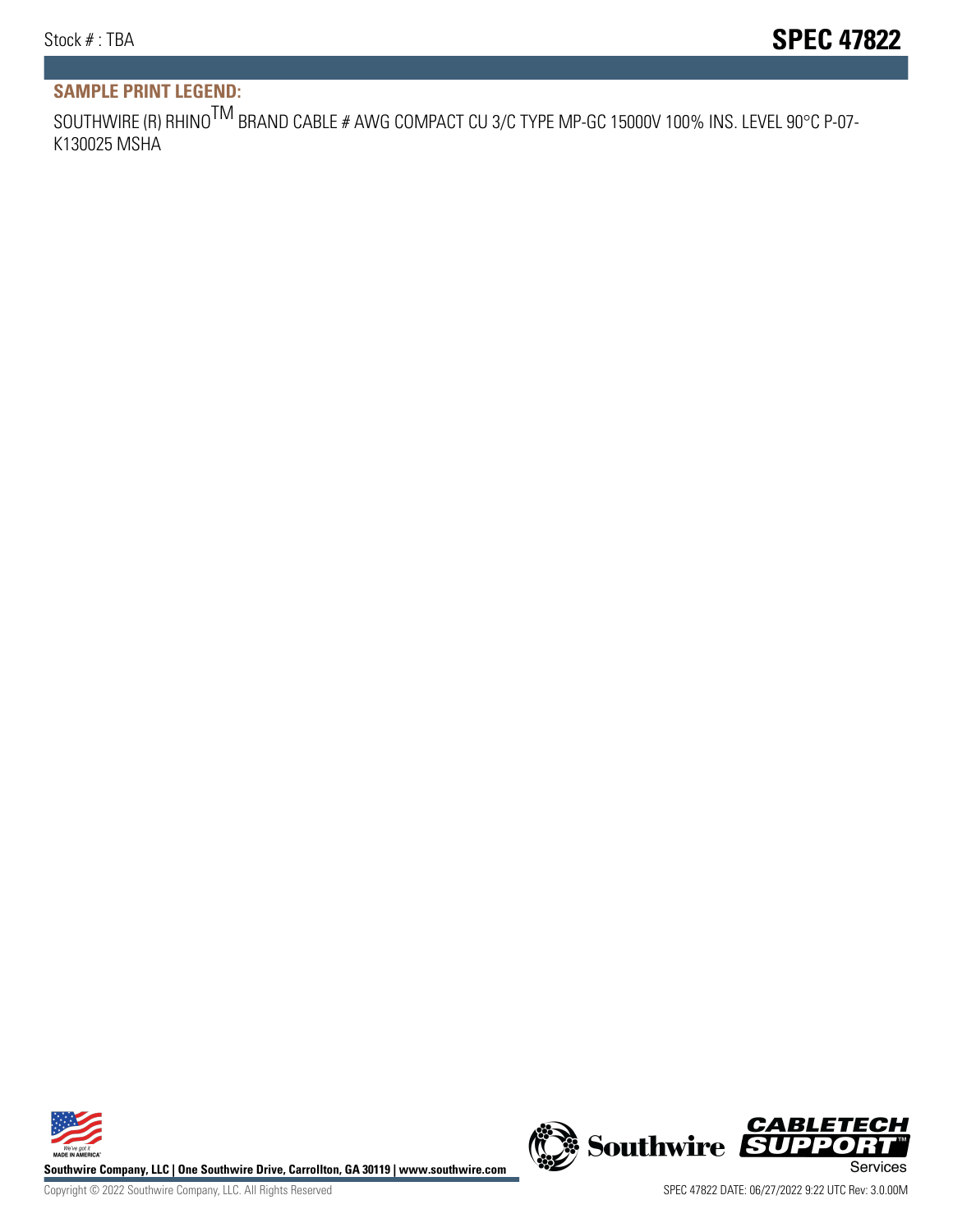## SAMPLE PRINT LEGEND:

SOUTHWIRE (R) RHINO$^{TM}$ BRAND CABLE # AWG COMPACT CU 3/C TYPE MP-GC 15000V 100% INS. LEVEL 90°C P-07-K130025 MSHA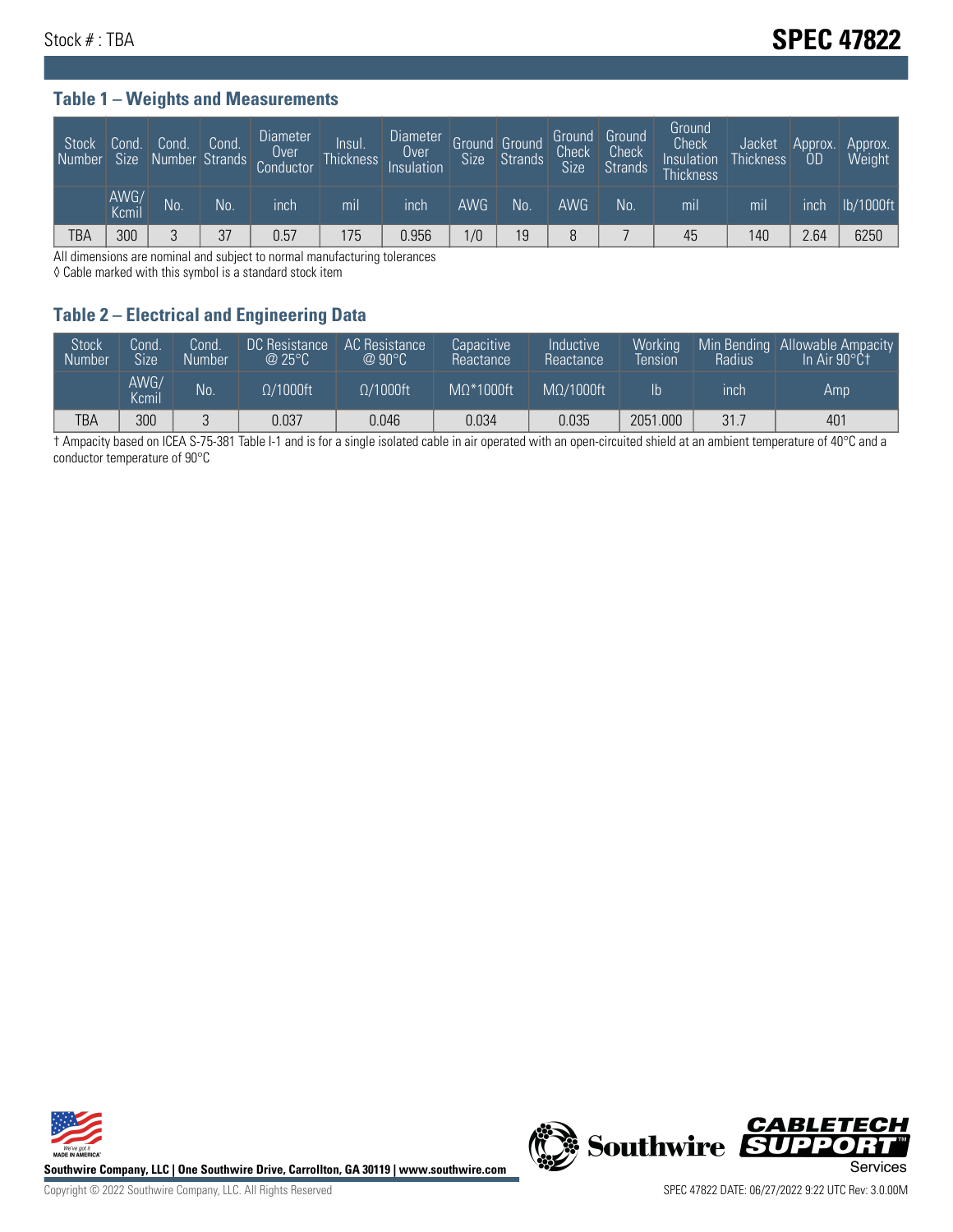Stock # : TBA

# SPEC 47822

## Table 1 – Weights and Measurements

| Stock Number | Cond. Size | Cond. Number | Cond. Strands | Diameter Over Conductor | Insul. Thickness | Diameter Over Insulation | Ground Size | Ground Strands | Ground Check Size | Ground Check Strands | Ground Check Insulation Thickness | Jacket Thickness | Approx. OD | Approx. Weight |
|---|---|---|---|---|---|---|---|---|---|---|---|---|---|---|
| | AWG/ Kcmil | No. | No. | inch | mil | inch | AWG | No. | AWG | No. | mil | mil | inch | lb/1000ft |
| TBA | 300 | 3 | 37 | 0.57 | 175 | 0.956 | 1/0 | 19 | 8 | 7 | 45 | 140 | 2.64 | 6250 |

All dimensions are nominal and subject to normal manufacturing tolerances

◊ Cable marked with this symbol is a standard stock item

## Table 2 – Electrical and Engineering Data

| Stock Number | Cond. Size | Cond. Number | DC Resistance @ 25°C | AC Resistance @ 90°C | Capacitive Reactance | Inductive Reactance | Working Tension | Min Bending Radius | Allowable Ampacity In Air 90°C† |
|---|---|---|---|---|---|---|---|---|---|
| | AWG/ Kcmil | No. | Ω/1000ft | Ω/1000ft | MΩ*1000ft | MΩ/1000ft | lb | inch | Amp |
| TBA | 300 | 3 | 0.037 | 0.046 | 0.034 | 0.035 | 2051.000 | 31.7 | 401 |

† Ampacity based on ICEA S-75-381 Table I-1 and is for a single isolated cable in air operated with an open-circuited shield at an ambient temperature of 40°C and a conductor temperature of 90°C

Southwire Company, LLC | One Southwire Drive, Carrollton, GA 30119 | www.southwire.com

Copyright © 2022 Southwire Company, LLC. All Rights Reserved

SPEC 47822 DATE: 06/27/2022 9:22 UTC Rev: 3.0.00M